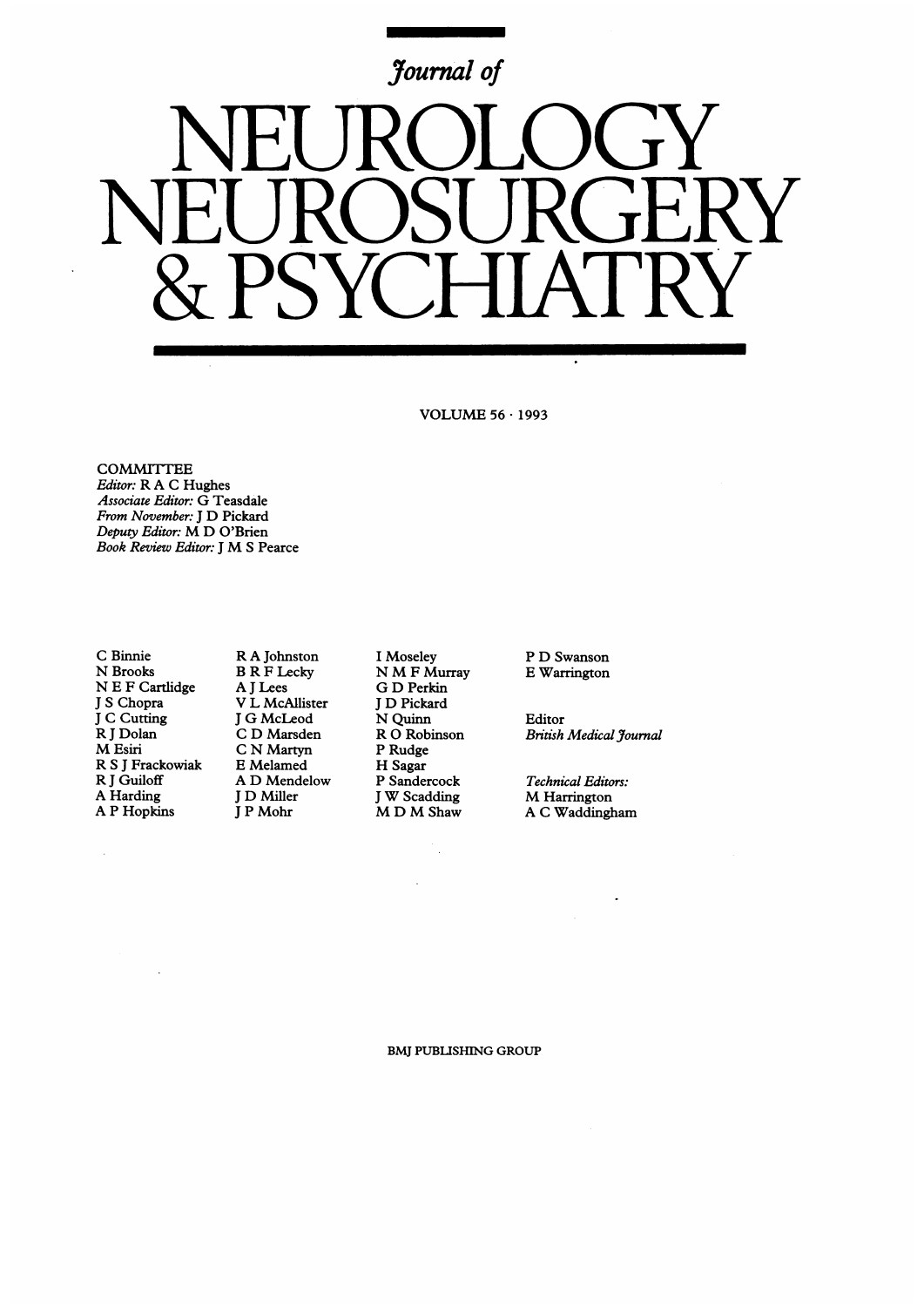*Journal of*

# NEUROLOGY NEUROSURGERY & PSYCHIATRY

VOLUME 56 · 1993

COMMITTEE
*Editor:* R A C Hughes
*Associate Editor:* G Teasdale
*From November:* J D Pickard
*Deputy Editor:* M D O'Brien
*Book Review Editor:* J M S Pearce

C Binnie
N Brooks
N E F Cartlidge
J S Chopra
J C Cutting
R J Dolan
M Esiri
R S J Frackowiak
R J Guiloff
A Harding
A P Hopkins

R A Johnston
B R F Lecky
A J Lees
V L McAllister
J G McLeod
C D Marsden
C N Martyn
E Melamed
A D Mendelow
J D Miller
J P Mohr

I Moseley
N M F Murray
G D Perkin
J D Pickard
N Quinn
R O Robinson
P Rudge
H Sagar
P Sandercock
J W Scadding
M D M Shaw

P D Swanson
E Warrington

Editor
*British Medical Journal*

*Technical Editors:*
M Harrington
A C Waddingham

BMJ PUBLISHING GROUP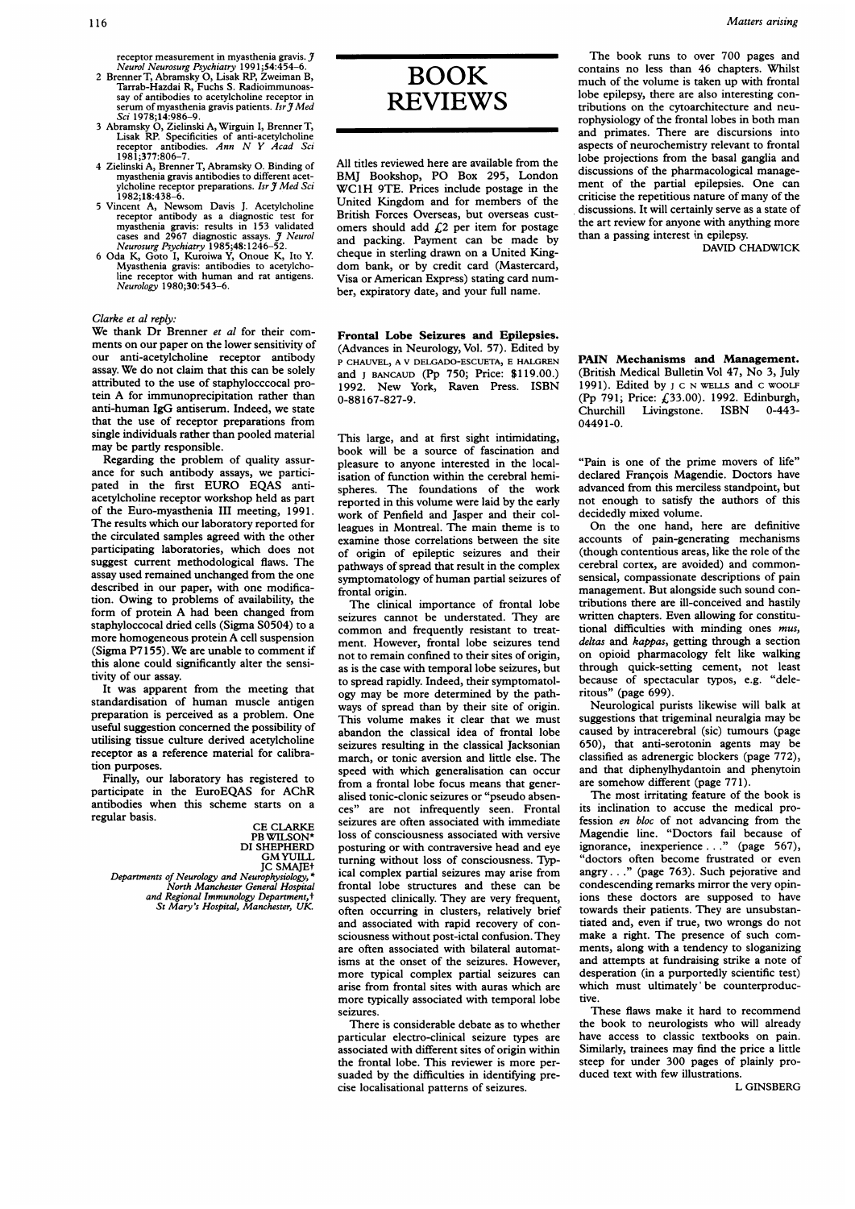receptor measurement in myasthenia gravis. *J Neurol Neurosurg Psychiatry* 1991;54:454–6.

2 Brenner T, Abramsky O, Lisak RP, Zweiman B, Tarrab-Hazdai R, Fuchs S. Radioimmunoassay of antibodies to acetylcholine receptor in serum of myasthenia gravis patients. *Isr J Med Sci* 1978;14:986–9.
3 Abramsky O, Zielinski A, Wirguin I, Brenner T, Lisak RP. Specificities of anti-acetylcholine receptor antibodies. *Ann N Y Acad Sci* 1981;377:806–7.
4 Zielinski A, Brenner T, Abramsky O. Binding of myasthenia gravis antibodies to different acetylcholine receptor preparations. *Isr J Med Sci* 1982;18:438–6.
5 Vincent A, Newsom Davis J. Acetylcholine receptor antibody as a diagnostic test for myasthenia gravis: results in 153 validated cases and 2967 diagnostic assays. *J Neurol Neurosurg Psychiatry* 1985;48:1246–52.
6 Oda K, Goto I, Kuroiwa Y, Onoue K, Ito Y. Myasthenia gravis: antibodies to acetylcholine receptor with human and rat antigens. *Neurology* 1980;30:543–6.

*Clarke et al reply:*

We thank Dr Brenner *et al* for their comments on our paper on the lower sensitivity of our anti-acetylcholine receptor antibody assay. We do not claim that this can be solely attributed to the use of staphylocccocal protein A for immunoprecipitation rather than anti-human IgG antiserum. Indeed, we state that the use of receptor preparations from single individuals rather than pooled material may be partly responsible.

Regarding the problem of quality assurance for such antibody assays, we participated in the first EURO EQAS anti-acetylcholine receptor workshop held as part of the Euro-myasthenia III meeting, 1991. The results which our laboratory reported for the circulated samples agreed with the other participating laboratories, which does not suggest current methodological flaws. The assay used remained unchanged from the one described in our paper, with one modification. Owing to problems of availability, the form of protein A had been changed from staphyloccocal dried cells (Sigma S0504) to a more homogeneous protein A cell suspension (Sigma P7155). We are unable to comment if this alone could significantly alter the sensitivity of our assay.

It was apparent from the meeting that standardisation of human muscle antigen preparation is perceived as a problem. One useful suggestion concerned the possibility of utilising tissue culture derived acetylcholine receptor as a reference material for calibration purposes.

Finally, our laboratory has registered to participate in the EuroEQAS for AChR antibodies when this scheme starts on a regular basis.

CE CLARKE
PB WILSON*
DI SHEPHERD
GM YUILL
JC SMAJE†

*Departments of Neurology and Neurophysiology,\* North Manchester General Hospital and Regional Immunology Department,† St Mary's Hospital, Manchester, UK.*

# BOOK REVIEWS

All titles reviewed here are available from the BMJ Bookshop, PO Box 295, London WC1H 9TE. Prices include postage in the United Kingdom and for members of the British Forces Overseas, but overseas customers should add £2 per item for postage and packing. Payment can be made by cheque in sterling drawn on a United Kingdom bank, or by credit card (Mastercard, Visa or American Express) stating card number, expiratory date, and your full name.

**Frontal Lobe Seizures and Epilepsies.** (Advances in Neurology, Vol. 57). Edited by P CHAUVEL, A V DELGADO-ESCUETA, E HALGREN and J BANCAUD (Pp 750; Price: $119.00.) 1992. New York, Raven Press. ISBN 0-88167-827-9.

This large, and at first sight intimidating, book will be a source of fascination and pleasure to anyone interested in the localisation of function within the cerebral hemispheres. The foundations of the work reported in this volume were laid by the early work of Penfield and Jasper and their colleagues in Montreal. The main theme is to examine those correlations between the site of origin of epileptic seizures and their pathways of spread that result in the complex symptomatology of human partial seizures of frontal origin.

The clinical importance of frontal lobe seizures cannot be understated. They are common and frequently resistant to treatment. However, frontal lobe seizures tend not to remain confined to their sites of origin, as is the case with temporal lobe seizures, but to spread rapidly. Indeed, their symptomatology may be more determined by the pathways of spread than by their site of origin. This volume makes it clear that we must abandon the classical idea of frontal lobe seizures resulting in the classical Jacksonian march, or tonic aversion and little else. The speed with which generalisation can occur from a frontal lobe focus means that generalised tonic-clonic seizures or "pseudo absences" are not infrequently seen. Frontal seizures are often associated with immediate loss of consciousness associated with versive posturing or with contraversive head and eye turning without loss of consciousness. Typical complex partial seizures may arise from frontal lobe structures and these can be suspected clinically. They are very frequent, often occurring in clusters, relatively brief and associated with rapid recovery of consciousness without post-ictal confusion. They are often associated with bilateral automatisms at the onset of the seizures. However, more typical complex partial seizures can arise from frontal sites with auras which are more typically associated with temporal lobe seizures.

There is considerable debate as to whether particular electro-clinical seizure types are associated with different sites of origin within the frontal lobe. This reviewer is more persuaded by the difficulties in identifying precise localisational patterns of seizures.

The book runs to over 700 pages and contains no less than 46 chapters. Whilst much of the volume is taken up with frontal lobe epilepsy, there are also interesting contributions on the cytoarchitecture and neurophysiology of the frontal lobes in both man and primates. There are discursions into aspects of neurochemistry relevant to frontal lobe projections from the basal ganglia and discussions of the pharmacological management of the partial epilepsies. One can criticise the repetitious nature of many of the discussions. It will certainly serve as a state of the art review for anyone with anything more than a passing interest in epilepsy.

DAVID CHADWICK

**PAIN Mechanisms and Management.** (British Medical Bulletin Vol 47, No 3, July 1991). Edited by J C N WELLS and C WOOLF (Pp 791; Price: £33.00). 1992. Edinburgh, Churchill Livingstone. ISBN 0-443-04491-0.

"Pain is one of the prime movers of life" declared François Magendie. Doctors have advanced from this merciless standpoint, but not enough to satisfy the authors of this decidedly mixed volume.

On the one hand, here are definitive accounts of pain-generating mechanisms (though contentious areas, like the role of the cerebral cortex, are avoided) and commonsensical, compassionate descriptions of pain management. But alongside such sound contributions there are ill-conceived and hastily written chapters. Even allowing for constitutional difficulties with minding ones *mus*, *deltas* and *kappas*, getting through a section on opioid pharmacology felt like walking through quick-setting cement, not least because of spectacular typos, e.g. "deleritous" (page 699).

Neurological purists likewise will balk at suggestions that trigeminal neuralgia may be caused by intracerebral (sic) tumours (page 650), that anti-serotonin agents may be classified as adrenergic blockers (page 772), and that diphenylhydantoin and phenytoin are somehow different (page 771).

The most irritating feature of the book is its inclination to accuse the medical profession *en bloc* of not advancing from the Magendie line. "Doctors fail because of ignorance, inexperience . . ." (page 567), "doctors often become frustrated or even angry . . ." (page 763). Such pejorative and condescending remarks mirror the very opinions these doctors are supposed to have towards their patients. They are unsubstantiated and, even if true, two wrongs do not make a right. The presence of such comments, along with a tendency to sloganizing and attempts at fundraising strike a note of desperation (in a purportedly scientific test) which must ultimately be counterproductive.

These flaws make it hard to recommend the book to neurologists who will already have access to classic textbooks on pain. Similarly, trainees may find the price a little steep for under 300 pages of plainly produced text with few illustrations.

L GINSBERG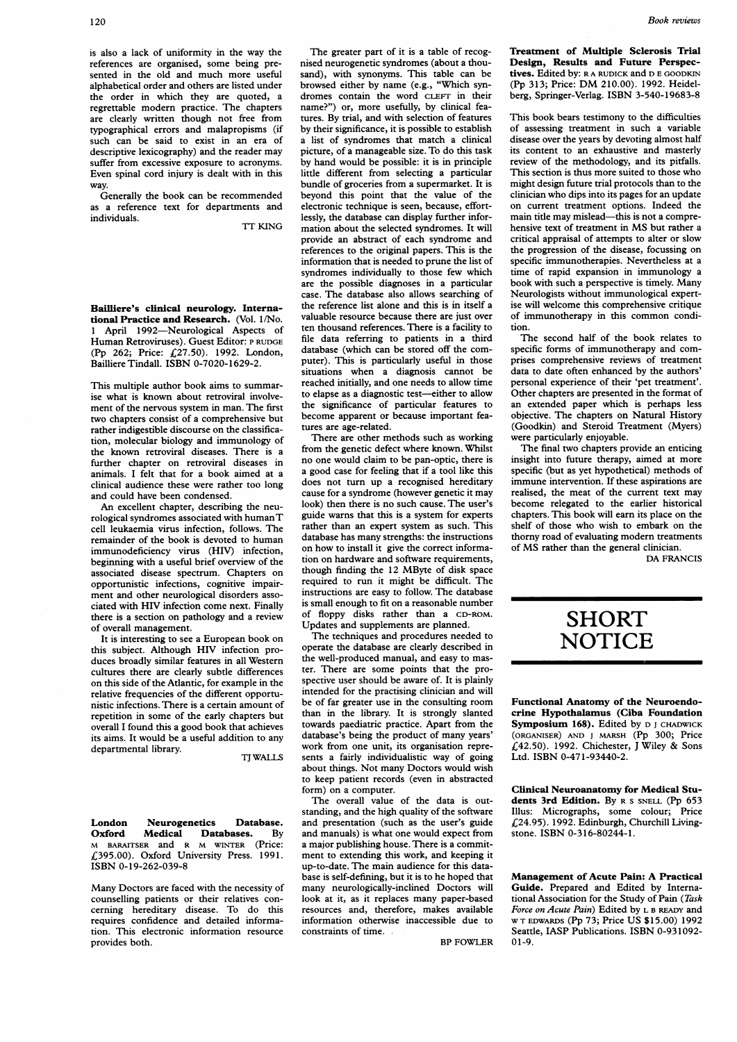is also a lack of uniformity in the way the references are organised, some being presented in the old and much more useful alphabetical order and others are listed under the order in which they are quoted, a regrettable modern practice. The chapters are clearly written though not free from typographical errors and malapropisms (if such can be said to exist in an era of descriptive lexicography) and the reader may suffer from excessive exposure to acronyms. Even spinal cord injury is dealt with in this way.

Generally the book can be recommended as a reference text for departments and individuals.

TT KING

**Bailliere's clinical neurology. International Practice and Research.** (Vol. 1/No. 1 April 1992—Neurological Aspects of Human Retroviruses). Guest Editor: P RUDGE (Pp 262; Price: £27.50). 1992. London, Bailliere Tindall. ISBN 0-7020-1629-2.

This multiple author book aims to summarise what is known about retroviral involvement of the nervous system in man. The first two chapters consist of a comprehensive but rather indigestible discourse on the classification, molecular biology and immunology of the known retroviral diseases. There is a further chapter on retroviral diseases in animals. I felt that for a book aimed at a clinical audience these were rather too long and could have been condensed.

An excellent chapter, describing the neurological syndromes associated with human T cell leukaemia virus infection, follows. The remainder of the book is devoted to human immunodeficiency virus (HIV) infection, beginning with a useful brief overview of the associated disease spectrum. Chapters on opportunistic infections, cognitive impairment and other neurological disorders associated with HIV infection come next. Finally there is a section on pathology and a review of overall management.

It is interesting to see a European book on this subject. Although HIV infection produces broadly similar features in all Western cultures there are clearly subtle differences on this side of the Atlantic, for example in the relative frequencies of the different opportunistic infections. There is a certain amount of repetition in some of the early chapters but overall I found this a good book that achieves its aims. It would be a useful addition to any departmental library.

TJ WALLS

**London Neurogenetics Database. Oxford Medical Databases.** By M BARAITSER and R M WINTER (Price: £395.00). Oxford University Press. 1991. ISBN 0-19-262-039-8

Many Doctors are faced with the necessity of counselling patients or their relatives concerning hereditary disease. To do this requires confidence and detailed information. This electronic information resource provides both.

The greater part of it is a table of recognised neurogenetic syndromes (about a thousand), with synonyms. This table can be browsed either by name (e.g., "Which syndromes contain the word CLEFT in their name?") or, more usefully, by clinical features. By trial, and with selection of features by their significance, it is possible to establish a list of syndromes that match a clinical picture, of a manageable size. To do this task by hand would be possible: it is in principle little different from selecting a particular bundle of groceries from a supermarket. It is beyond this point that the value of the electronic technique is seen, because, effortlessly, the database can display further information about the selected syndromes. It will provide an abstract of each syndrome and references to the original papers. This is the information that is needed to prune the list of syndromes individually to those few which are the possible diagnoses in a particular case. The database also allows searching of the reference list alone and this is in itself a valuable resource because there are just over ten thousand references. There is a facility to file data referring to patients in a third database (which can be stored off the computer). This is particularly useful in those situations when a diagnosis cannot be reached initially, and one needs to allow time to elapse as a diagnostic test—either to allow the significance of particular features to become apparent or because important features are age-related.

There are other methods such as working from the genetic defect where known. Whilst no one would claim to be pan-optic, there is a good case for feeling that if a tool like this does not turn up a recognised hereditary cause for a syndrome (however genetic it may look) then there is no such cause. The user's guide warns that this is a system for experts rather than an expert system as such. This database has many strengths: the instructions on how to install it give the correct information on hardware and software requirements, though finding the 12 MByte of disk space required to run it might be difficult. The instructions are easy to follow. The database is small enough to fit on a reasonable number of floppy disks rather than a CD-ROM. Updates and supplements are planned.

The techniques and procedures needed to operate the database are clearly described in the well-produced manual, and easy to master. There are some points that the prospective user should be aware of. It is plainly intended for the practising clinician and will be of far greater use in the consulting room than in the library. It is strongly slanted towards paediatric practice. Apart from the database's being the product of many years' work from one unit, its organisation represents a fairly individualistic way of going about things. Not many Doctors would wish to keep patient records (even in abstracted form) on a computer.

The overall value of the data is outstanding, and the high quality of the software and presentation (such as the user's guide and manuals) is what one would expect from a major publishing house. There is a commitment to extending this work, and keeping it up-to-date. The main audience for this database is self-defining, but it is to be hoped that many neurologically-inclined Doctors will look at it, as it replaces many paper-based resources and, therefore, makes available information otherwise inaccessible due to constraints of time.

BP FOWLER

**Treatment of Multiple Sclerosis Trial Design, Results and Future Perspectives.** Edited by: R A RUDICK and D E GOODKIN (Pp 313; Price: DM 210.00). 1992. Heidelberg, Springer-Verlag. ISBN 3-540-19683-8

This book bears testimony to the difficulties of assessing treatment in such a variable disease over the years by devoting almost half its content to an exhaustive and masterly review of the methodology, and its pitfalls. This section is thus more suited to those who might design future trial protocols than to the clinician who dips into its pages for an update on current treatment options. Indeed the main title may mislead—this is not a comprehensive text of treatment in MS but rather a critical appraisal of attempts to alter or slow the progression of the disease, focussing on specific immunotherapies. Nevertheless at a time of rapid expansion in immunology a book with such a perspective is timely. Many Neurologists without immunological expertise will welcome this comprehensive critique of immunotherapy in this common condition.

The second half of the book relates to specific forms of immunotherapy and comprises comprehensive reviews of treatment data to date often enhanced by the authors' personal experience of their 'pet treatment'. Other chapters are presented in the format of an extended paper which is perhaps less objective. The chapters on Natural History (Goodkin) and Steroid Treatment (Myers) were particularly enjoyable.

The final two chapters provide an enticing insight into future therapy, aimed at more specific (but as yet hypothetical) methods of immune intervention. If these aspirations are realised, the meat of the current text may become relegated to the earlier historical chapters. This book will earn its place on the shelf of those who wish to embark on the thorny road of evaluating modern treatments of MS rather than the general clinician.

DA FRANCIS

# SHORT NOTICE

**Functional Anatomy of the Neuroendocrine Hypothalamus (Ciba Foundation Symposium 168).** Edited by D J CHADWICK (ORGANISER) AND J MARSH (Pp 300; Price £42.50). 1992. Chichester, J Wiley & Sons Ltd. ISBN 0-471-93440-2.

**Clinical Neuroanatomy for Medical Students 3rd Edition.** By R S SNELL (Pp 653 Illus: Micrographs, some colour; Price £24.95). 1992. Edinburgh, Churchill Livingstone. ISBN 0-316-80244-1.

**Management of Acute Pain: A Practical Guide.** Prepared and Edited by International Association for the Study of Pain (*Task Force on Acute Pain*) Edited by L B READY and W T EDWARDS (Pp 73; Price US $15.00) 1992 Seattle, IASP Publications. ISBN 0-931092-01-9.